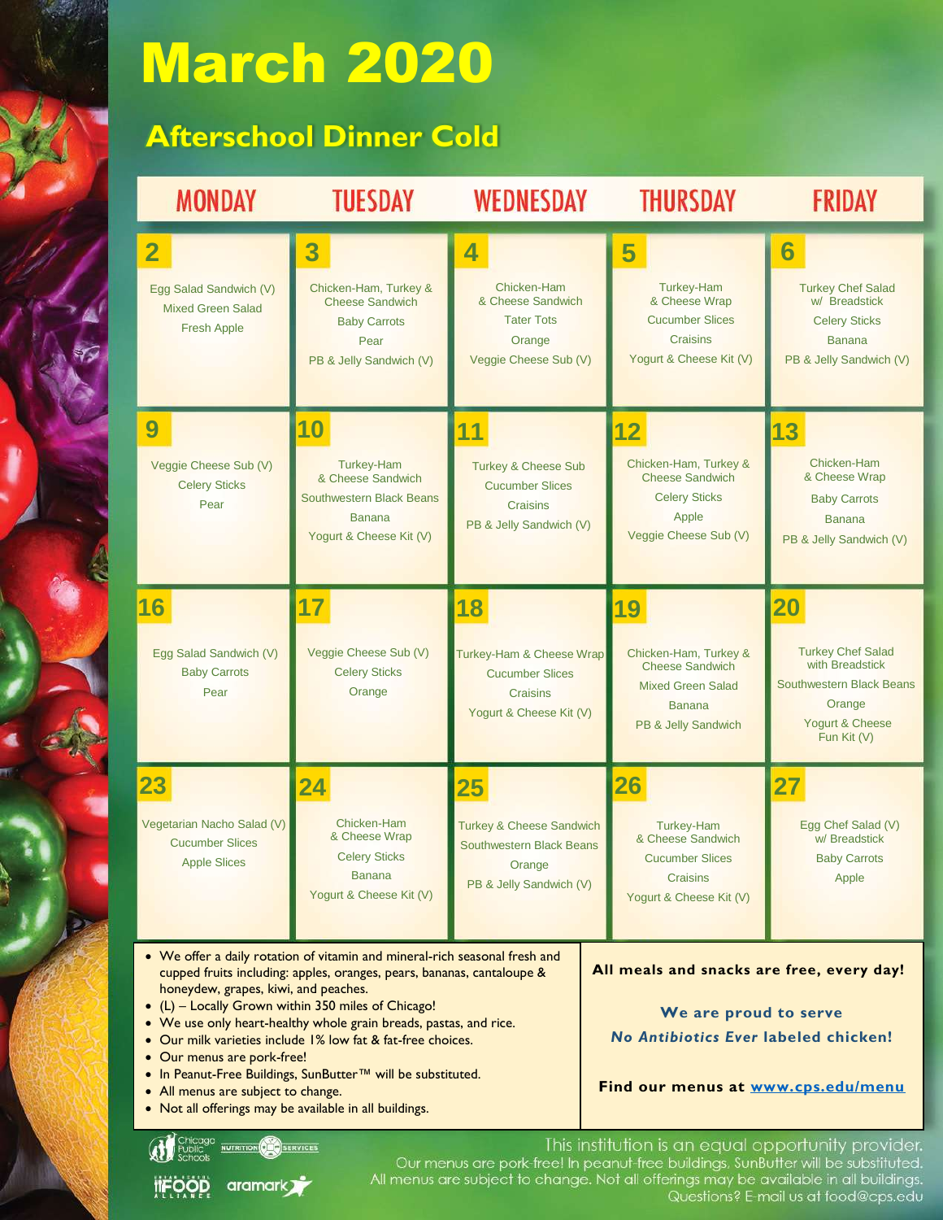# March 2020

## Afterschool Dinner Cold

| MONDAY | TUESDAY | WEDNESDAY | THURSDAY | FRIDAY |
|---|---|---|---|---|
| **2**<br>Egg Salad Sandwich (V)<br>Mixed Green Salad<br>Fresh Apple | **3**<br>Chicken-Ham, Turkey & Cheese Sandwich<br>Baby Carrots<br>Pear<br>PB & Jelly Sandwich (V) | **4**<br>Chicken-Ham & Cheese Sandwich<br>Tater Tots<br>Orange<br>Veggie Cheese Sub (V) | **5**<br>Turkey-Ham & Cheese Wrap<br>Cucumber Slices<br>Craisins<br>Yogurt & Cheese Kit (V) | **6**<br>Turkey Chef Salad w/ Breadstick<br>Celery Sticks<br>Banana<br>PB & Jelly Sandwich (V) |
| **9**<br>Veggie Cheese Sub (V)<br>Celery Sticks<br>Pear | **10**<br>Turkey-Ham & Cheese Sandwich<br>Southwestern Black Beans<br>Banana<br>Yogurt & Cheese Kit (V) | **11**<br>Turkey & Cheese Sub<br>Cucumber Slices<br>Craisins<br>PB & Jelly Sandwich (V) | **12**<br>Chicken-Ham, Turkey & Cheese Sandwich<br>Celery Sticks<br>Apple<br>Veggie Cheese Sub (V) | **13**<br>Chicken-Ham & Cheese Wrap<br>Baby Carrots<br>Banana<br>PB & Jelly Sandwich (V) |
| **16**<br>Egg Salad Sandwich (V)<br>Baby Carrots<br>Pear | **17**<br>Veggie Cheese Sub (V)<br>Celery Sticks<br>Orange | **18**<br>Turkey-Ham & Cheese Wrap<br>Cucumber Slices<br>Craisins<br>Yogurt & Cheese Kit (V) | **19**<br>Chicken-Ham, Turkey & Cheese Sandwich<br>Mixed Green Salad<br>Banana<br>PB & Jelly Sandwich | **20**<br>Turkey Chef Salad with Breadstick<br>Southwestern Black Beans<br>Orange<br>Yogurt & Cheese Fun Kit (V) |
| **23**<br>Vegetarian Nacho Salad (V)<br>Cucumber Slices<br>Apple Slices | **24**<br>Chicken-Ham & Cheese Wrap<br>Celery Sticks<br>Banana<br>Yogurt & Cheese Kit (V) | **25**<br>Turkey & Cheese Sandwich<br>Southwestern Black Beans<br>Orange<br>PB & Jelly Sandwich (V) | **26**<br>Turkey-Ham & Cheese Sandwich<br>Cucumber Slices<br>Craisins<br>Yogurt & Cheese Kit (V) | **27**<br>Egg Chef Salad (V) w/ Breadstick<br>Baby Carrots<br>Apple |

- We offer a daily rotation of vitamin and mineral-rich seasonal fresh and cupped fruits including: apples, oranges, pears, bananas, cantaloupe & honeydew, grapes, kiwi, and peaches.
- (L) – Locally Grown within 350 miles of Chicago!
- We use only heart-healthy whole grain breads, pastas, and rice.
- Our milk varieties include 1% low fat & fat-free choices.
- Our menus are pork-free!
- In Peanut-Free Buildings, SunButter™ will be substituted.
- All menus are subject to change.
- Not all offerings may be available in all buildings.

**All meals and snacks are free, every day!**

**We are proud to serve *No Antibiotics Ever* labeled chicken!**

**Find our menus at www.cps.edu/menu**

Chicago Public Schools · Nutrition Services · Urban School Food Alliance · aramark

This institution is an equal opportunity provider.
Our menus are pork-free! In peanut-free buildings, SunButter will be substituted.
All menus are subject to change. Not all offerings may be available in all buildings.
Questions? E-mail us at food@cps.edu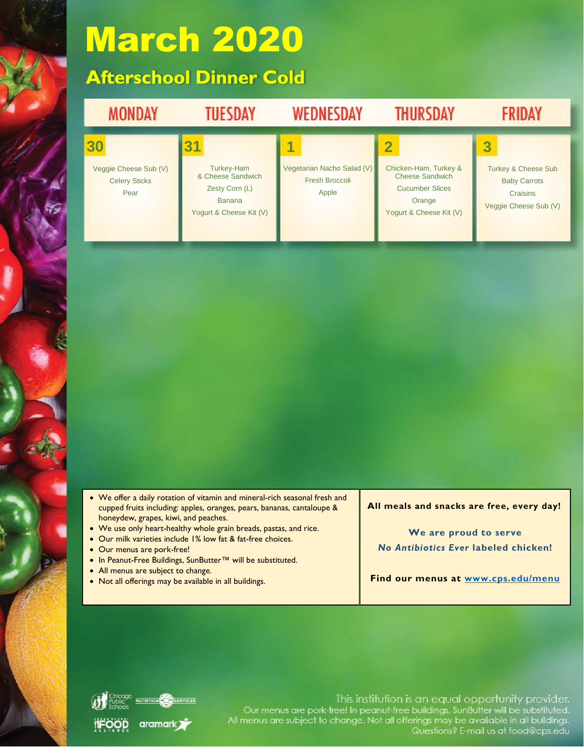# March 2020

## Afterschool Dinner Cold

| MONDAY | TUESDAY | WEDNESDAY | THURSDAY | FRIDAY |
|---|---|---|---|---|
| **30**<br>Veggie Cheese Sub (V)<br>Celery Sticks<br>Pear | **31**<br>Turkey-Ham & Cheese Sandwich<br>Zesty Corn (L)<br>Banana<br>Yogurt & Cheese Kit (V) | **1**<br>Vegetarian Nacho Salad (V)<br>Fresh Broccoli<br>Apple | **2**<br>Chicken-Ham, Turkey & Cheese Sandwich<br>Cucumber Slices<br>Orange<br>Yogurt & Cheese Kit (V) | **3**<br>Turkey & Cheese Sub<br>Baby Carrots<br>Craisins<br>Veggie Cheese Sub (V) |

- We offer a daily rotation of vitamin and mineral-rich seasonal fresh and cupped fruits including: apples, oranges, pears, bananas, cantaloupe & honeydew, grapes, kiwi, and peaches.
- We use only heart-healthy whole grain breads, pastas, and rice.
- Our milk varieties include 1% low fat & fat-free choices.
- Our menus are pork-free!
- In Peanut-Free Buildings, SunButter™ will be substituted.
- All menus are subject to change.
- Not all offerings may be available in all buildings.

**All meals and snacks are free, every day!**

**We are proud to serve *No Antibiotics Ever* labeled chicken!**

**Find our menus at www.cps.edu/menu**

This institution is an equal opportunity provider.
Our menus are pork-free! In peanut-free buildings, SunButter will be substituted.
All menus are subject to change. Not all offerings may be available in all buildings.
Questions? E-mail us at food@cps.edu